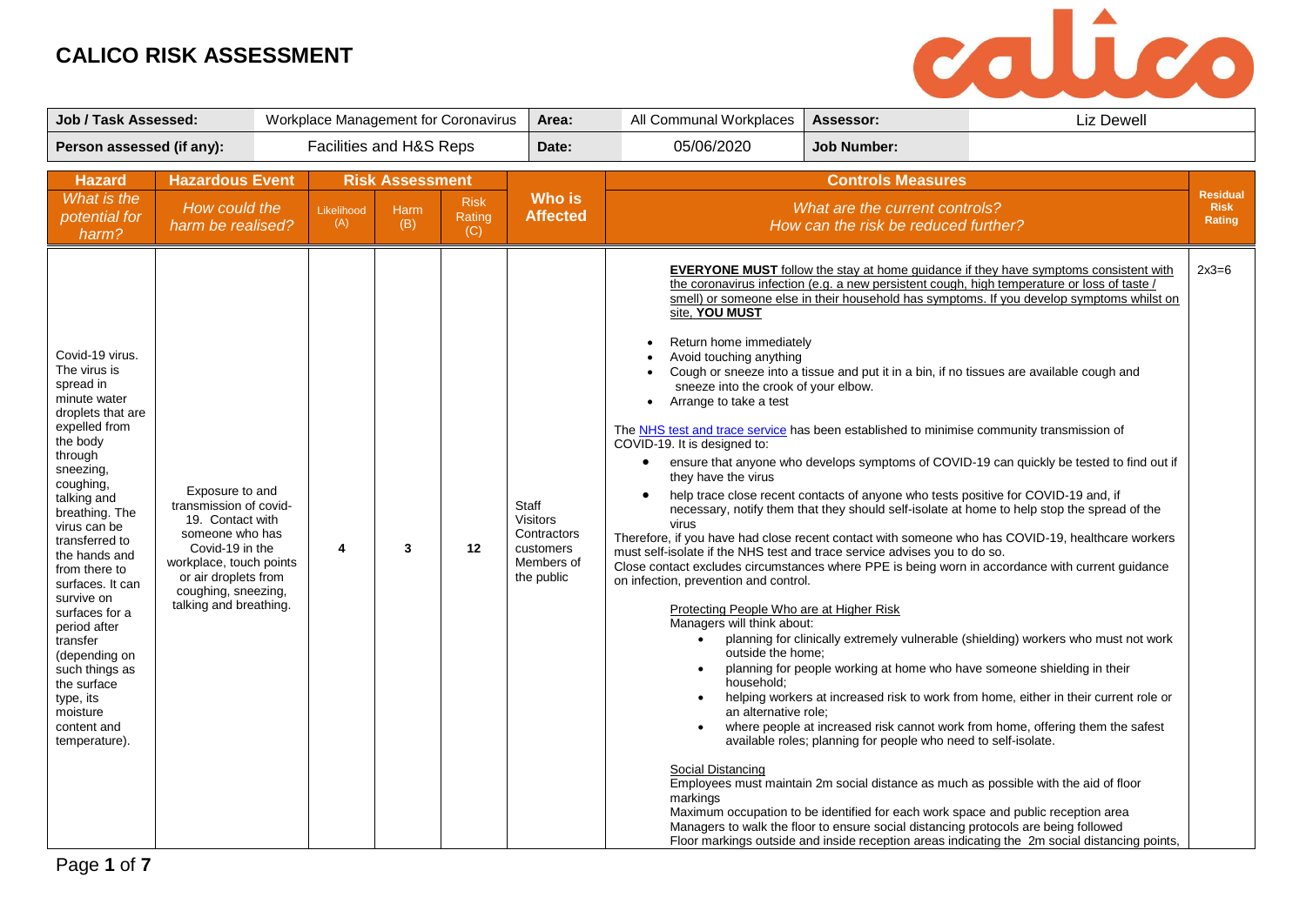# CALICO RISK ASSESSMENT

| Job / Task Assessed: | Workplace Management for Coronavirus | Area: | All Communal Workplaces | Assessor: | Liz Dewell |
|---|---|---|---|---|---|
| Person assessed (if any): | Facilities and H&S Reps | Date: | 05/06/2020 | Job Number: | |

| Hazard | Hazardous Event | Risk Assessment | | | Who is Affected | Controls Measures | |
|---|---|---|---|---|---|---|---|
| *What is the potential for harm?* | *How could the harm be realised?* | Likelihood (A) | Harm (B) | Risk Rating (C) | | *What are the current controls? How can the risk be reduced further?* | Residual Risk Rating |
| Covid-19 virus. The virus is spread in minute water droplets that are expelled from the body through sneezing, coughing, talking and breathing. The virus can be transferred to the hands and from there to surfaces. It can survive on surfaces for a period after transfer (depending on such things as the surface type, its moisture content and temperature). | Exposure to and transmission of covid-19. Contact with someone who has Covid-19 in the workplace, touch points or air droplets from coughing, sneezing, talking and breathing. | 4 | 3 | 12 | Staff<br>Visitors<br>Contractors<br>customers<br>Members of the public | **EVERYONE MUST** follow the stay at home guidance if they have symptoms consistent with the coronavirus infection (e.g. a new persistent cough, high temperature or loss of taste / smell) or someone else in their household has symptoms. If you develop symptoms whilst on site, **YOU MUST**<br>• Return home immediately<br>• Avoid touching anything<br>• Cough or sneeze into a tissue and put it in a bin, if no tissues are available cough and sneeze into the crook of your elbow.<br>• Arrange to take a test<br><br>The NHS test and trace service has been established to minimise community transmission of COVID-19. It is designed to:<br>• ensure that anyone who develops symptoms of COVID-19 can quickly be tested to find out if they have the virus<br>• help trace close recent contacts of anyone who tests positive for COVID-19 and, if necessary, notify them that they should self-isolate at home to help stop the spread of the virus<br>Therefore, if you have had close recent contact with someone who has COVID-19, healthcare workers must self-isolate if the NHS test and trace service advises you to do so.<br>Close contact excludes circumstances where PPE is being worn in accordance with current guidance on infection, prevention and control.<br><br>Protecting People Who are at Higher Risk<br>Managers will think about:<br>• planning for clinically extremely vulnerable (shielding) workers who must not work outside the home;<br>• planning for people working at home who have someone shielding in their household;<br>• helping workers at increased risk to work from home, either in their current role or an alternative role;<br>• where people at increased risk cannot work from home, offering them the safest available roles; planning for people who need to self-isolate.<br><br>Social Distancing<br>Employees must maintain 2m social distance as much as possible with the aid of floor markings<br>Maximum occupation to be identified for each work space and public reception area<br>Managers to walk the floor to ensure social distancing protocols are being followed<br>Floor markings outside and inside reception areas indicating the 2m social distancing points, | 2x3=6 |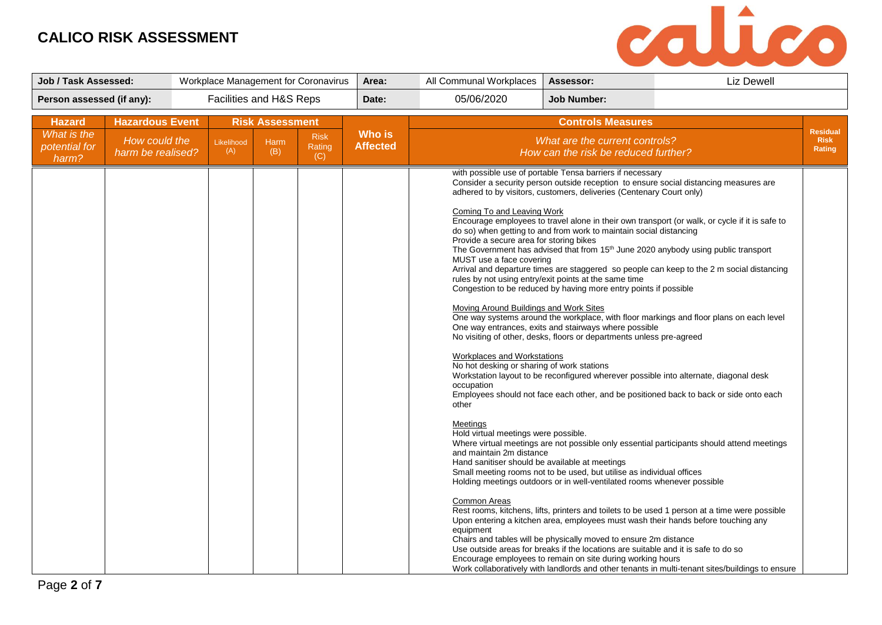# CALICO RISK ASSESSMENT

| Job / Task Assessed: | Workplace Management for Coronavirus | Area: | All Communal Workplaces | Assessor: | Liz Dewell |
|---|---|---|---|---|---|
| **Person assessed (if any):** | Facilities and H&S Reps | **Date:** | 05/06/2020 | **Job Number:** | |

| Hazard | Hazardous Event | Risk Assessment | | | Who is Affected | Controls Measures | Residual Risk Rating |
|---|---|---|---|---|---|---|---|
| *What is the potential for harm?* | *How could the harm be realised?* | Likelihood (A) | Harm (B) | Risk Rating (C) | | *What are the current controls? How can the risk be reduced further?* | |
| | | | | | | with possible use of portable Tensa barriers if necessary<br>Consider a security person outside reception to ensure social distancing measures are adhered to by visitors, customers, deliveries (Centenary Court only)<br><br>Coming To and Leaving Work<br>Encourage employees to travel alone in their own transport (or walk, or cycle if it is safe to do so) when getting to and from work to maintain social distancing<br>Provide a secure area for storing bikes<br>The Government has advised that from 15th June 2020 anybody using public transport MUST use a face covering<br>Arrival and departure times are staggered so people can keep to the 2 m social distancing rules by not using entry/exit points at the same time<br>Congestion to be reduced by having more entry points if possible<br><br>Moving Around Buildings and Work Sites<br>One way systems around the workplace, with floor markings and floor plans on each level<br>One way entrances, exits and stairways where possible<br>No visiting of other, desks, floors or departments unless pre-agreed<br><br>Workplaces and Workstations<br>No hot desking or sharing of work stations<br>Workstation layout to be reconfigured wherever possible into alternate, diagonal desk occupation<br>Employees should not face each other, and be positioned back to back or side onto each other<br><br>Meetings<br>Hold virtual meetings were possible.<br>Where virtual meetings are not possible only essential participants should attend meetings and maintain 2m distance<br>Hand sanitiser should be available at meetings<br>Small meeting rooms not to be used, but utilise as individual offices<br>Holding meetings outdoors or in well-ventilated rooms whenever possible<br><br>Common Areas<br>Rest rooms, kitchens, lifts, printers and toilets to be used 1 person at a time were possible<br>Upon entering a kitchen area, employees must wash their hands before touching any equipment<br>Chairs and tables will be physically moved to ensure 2m distance<br>Use outside areas for breaks if the locations are suitable and it is safe to do so<br>Encourage employees to remain on site during working hours<br>Work collaboratively with landlords and other tenants in multi-tenant sites/buildings to ensure | |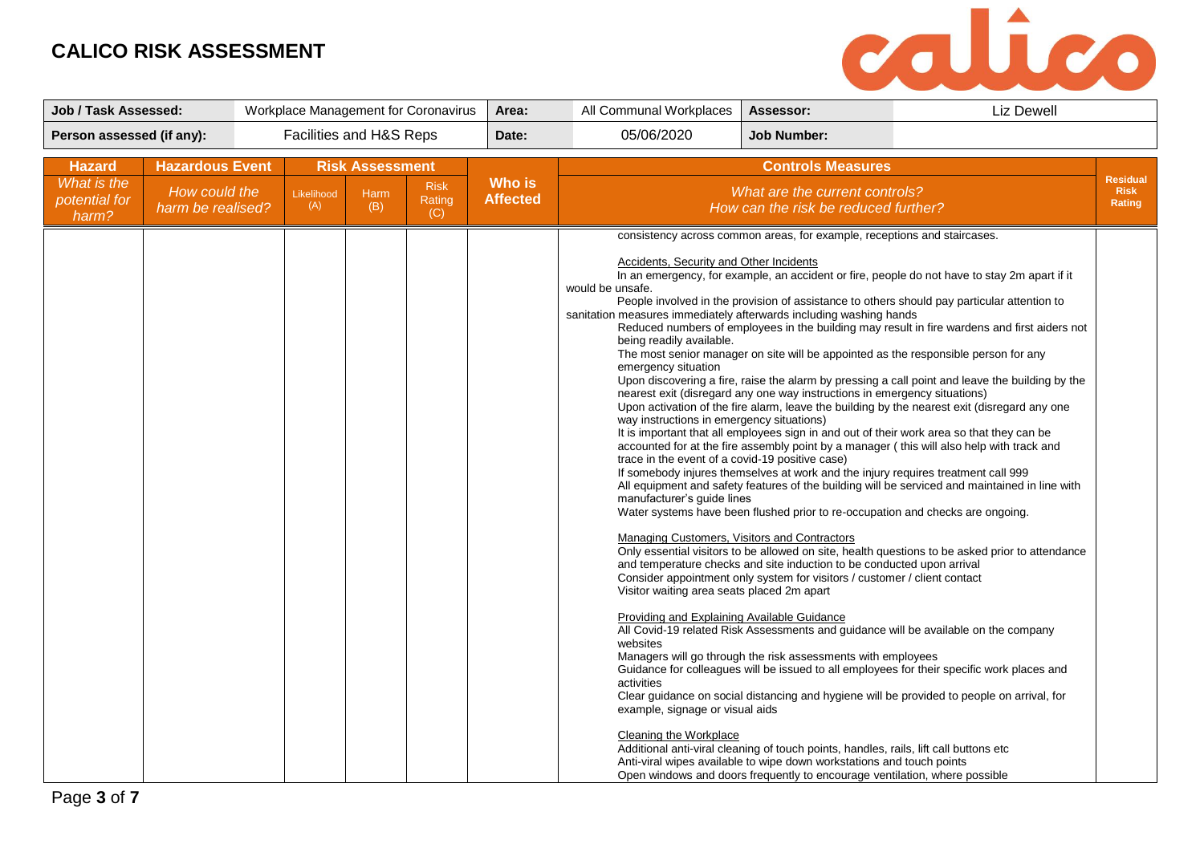# CALICO RISK ASSESSMENT

| Job / Task Assessed: | Workplace Management for Coronavirus | Area: | All Communal Workplaces | Assessor: | Liz Dewell |
|---|---|---|---|---|---|
| **Person assessed (if any):** | Facilities and H&S Reps | **Date:** | 05/06/2020 | **Job Number:** | |

| Hazard | Hazardous Event | Risk Assessment | | | Who is Affected | Controls Measures | Residual Risk Rating |
|---|---|---|---|---|---|---|---|
| *What is the potential for harm?* | *How could the harm be realised?* | Likelihood (A) | Harm (B) | Risk Rating (C) | | *What are the current controls? How can the risk be reduced further?* | |
| | | | | | | consistency across common areas, for example, receptions and staircases.<br><br><u>Accidents, Security and Other Incidents</u><br>In an emergency, for example, an accident or fire, people do not have to stay 2m apart if it would be unsafe.<br>People involved in the provision of assistance to others should pay particular attention to sanitation measures immediately afterwards including washing hands<br>Reduced numbers of employees in the building may result in fire wardens and first aiders not being readily available.<br>The most senior manager on site will be appointed as the responsible person for any emergency situation<br>Upon discovering a fire, raise the alarm by pressing a call point and leave the building by the nearest exit (disregard any one way instructions in emergency situations)<br>Upon activation of the fire alarm, leave the building by the nearest exit (disregard any one way instructions in emergency situations)<br>It is important that all employees sign in and out of their work area so that they can be accounted for at the fire assembly point by a manager ( this will also help with track and trace in the event of a covid-19 positive case)<br>If somebody injures themselves at work and the injury requires treatment call 999<br>All equipment and safety features of the building will be serviced and maintained in line with manufacturer's guide lines<br>Water systems have been flushed prior to re-occupation and checks are ongoing.<br><br><u>Managing Customers, Visitors and Contractors</u><br>Only essential visitors to be allowed on site, health questions to be asked prior to attendance and temperature checks and site induction to be conducted upon arrival<br>Consider appointment only system for visitors / customer / client contact<br>Visitor waiting area seats placed 2m apart<br><br><u>Providing and Explaining Available Guidance</u><br>All Covid-19 related Risk Assessments and guidance will be available on the company websites<br>Managers will go through the risk assessments with employees<br>Guidance for colleagues will be issued to all employees for their specific work places and activities<br>Clear guidance on social distancing and hygiene will be provided to people on arrival, for example, signage or visual aids<br><br><u>Cleaning the Workplace</u><br>Additional anti-viral cleaning of touch points, handles, rails, lift call buttons etc<br>Anti-viral wipes available to wipe down workstations and touch points<br>Open windows and doors frequently to encourage ventilation, where possible | |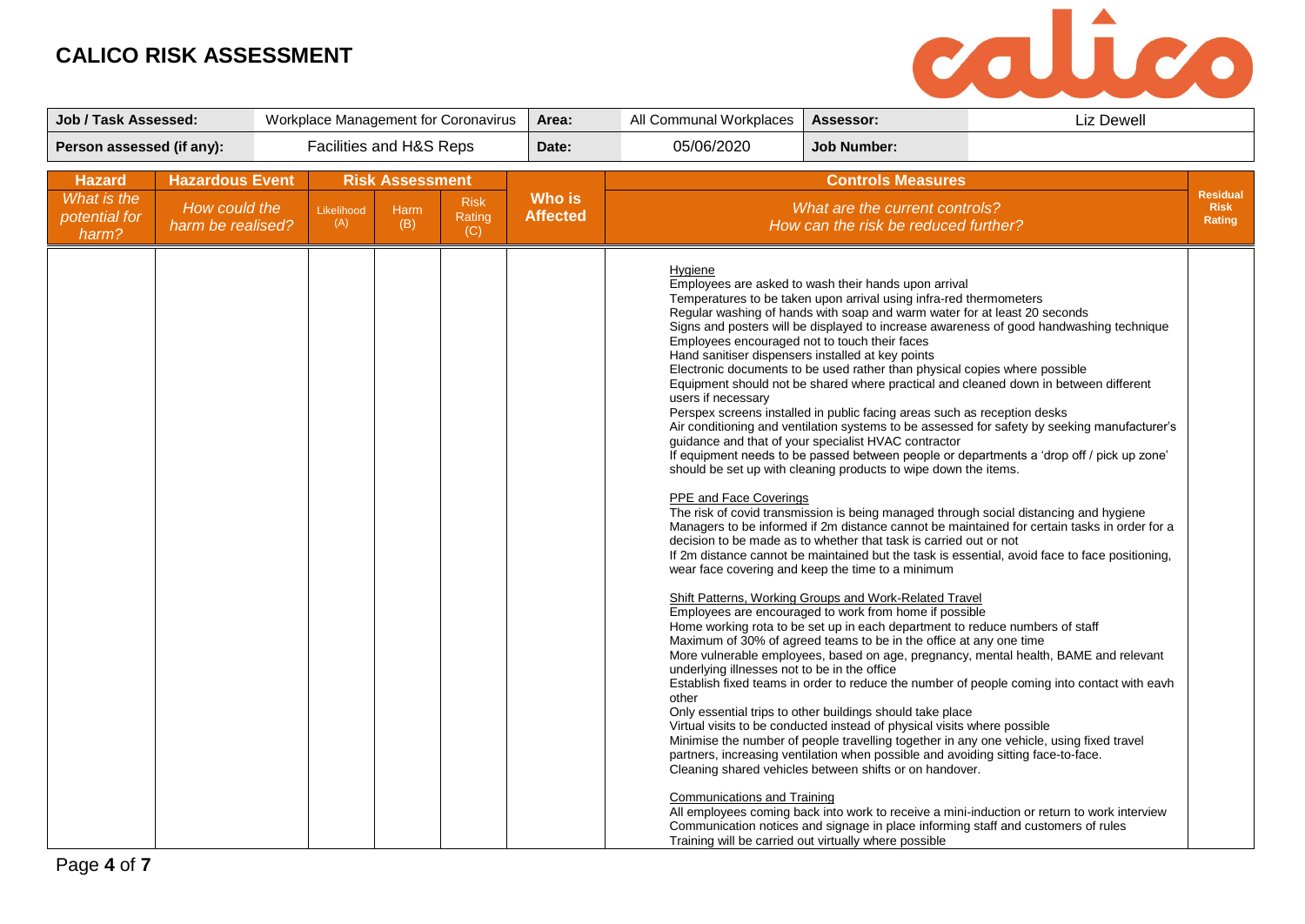# CALICO RISK ASSESSMENT

| Job / Task Assessed: | Workplace Management for Coronavirus | Area: | All Communal Workplaces | Assessor: | Liz Dewell |
|---|---|---|---|---|---|
| **Person assessed (if any):** | Facilities and H&S Reps | **Date:** | 05/06/2020 | **Job Number:** | |

| Hazard | Hazardous Event | Risk Assessment | | | Who is Affected | Controls Measures | Residual Risk Rating |
|---|---|---|---|---|---|---|---|
| *What is the potential for harm?* | *How could the harm be realised?* | Likelihood (A) | Harm (B) | Risk Rating (C) | | *What are the current controls? How can the risk be reduced further?* | |
| | | | | | | Hygiene<br>Employees are asked to wash their hands upon arrival<br>Temperatures to be taken upon arrival using infra-red thermometers<br>Regular washing of hands with soap and warm water for at least 20 seconds<br>Signs and posters will be displayed to increase awareness of good handwashing technique<br>Employees encouraged not to touch their faces<br>Hand sanitiser dispensers installed at key points<br>Electronic documents to be used rather than physical copies where possible<br>Equipment should not be shared where practical and cleaned down in between different users if necessary<br>Perspex screens installed in public facing areas such as reception desks<br>Air conditioning and ventilation systems to be assessed for safety by seeking manufacturer's guidance and that of your specialist HVAC contractor<br>If equipment needs to be passed between people or departments a 'drop off / pick up zone' should be set up with cleaning products to wipe down the items.<br><br>PPE and Face Coverings<br>The risk of covid transmission is being managed through social distancing and hygiene<br>Managers to be informed if 2m distance cannot be maintained for certain tasks in order for a decision to be made as to whether that task is carried out or not<br>If 2m distance cannot be maintained but the task is essential, avoid face to face positioning, wear face covering and keep the time to a minimum<br><br>Shift Patterns, Working Groups and Work-Related Travel<br>Employees are encouraged to work from home if possible<br>Home working rota to be set up in each department to reduce numbers of staff<br>Maximum of 30% of agreed teams to be in the office at any one time<br>More vulnerable employees, based on age, pregnancy, mental health, BAME and relevant underlying illnesses not to be in the office<br>Establish fixed teams in order to reduce the number of people coming into contact with eavh other<br>Only essential trips to other buildings should take place<br>Virtual visits to be conducted instead of physical visits where possible<br>Minimise the number of people travelling together in any one vehicle, using fixed travel partners, increasing ventilation when possible and avoiding sitting face-to-face.<br>Cleaning shared vehicles between shifts or on handover.<br><br>Communications and Training<br>All employees coming back into work to receive a mini-induction or return to work interview<br>Communication notices and signage in place informing staff and customers of rules<br>Training will be carried out virtually where possible | |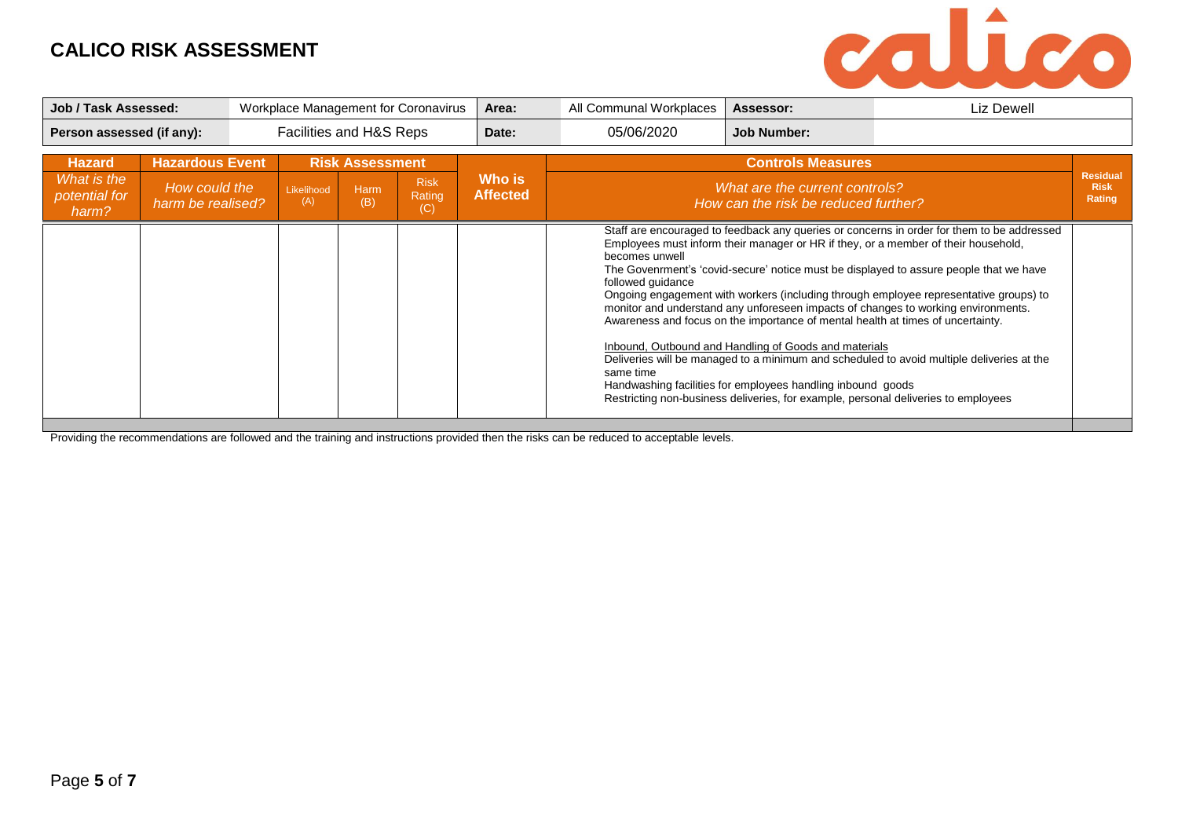# CALICO RISK ASSESSMENT

| Job / Task Assessed: | Workplace Management for Coronavirus | Area: | All Communal Workplaces | Assessor: | Liz Dewell |
|---|---|---|---|---|---|
| Person assessed (if any): | Facilities and H&S Reps | Date: | 05/06/2020 | Job Number: | |

| Hazard | Hazardous Event | Risk Assessment | | | Who is Affected | Controls Measures | Residual Risk Rating |
|---|---|---|---|---|---|---|---|
| *What is the potential for harm?* | *How could the harm be realised?* | Likelihood (A) | Harm (B) | Risk Rating (C) | | *What are the current controls? How can the risk be reduced further?* | |
| | | | | | | Staff are encouraged to feedback any queries or concerns in order for them to be addressed<br>Employees must inform their manager or HR if they, or a member of their household, becomes unwell<br>The Govenrment's 'covid-secure' notice must be displayed to assure people that we have followed guidance<br>Ongoing engagement with workers (including through employee representative groups) to monitor and understand any unforeseen impacts of changes to working environments.<br>Awareness and focus on the importance of mental health at times of uncertainty.<br><br><u>Inbound, Outbound and Handling of Goods and materials</u><br>Deliveries will be managed to a minimum and scheduled to avoid multiple deliveries at the same time<br>Handwashing facilities for employees handling inbound goods<br>Restricting non-business deliveries, for example, personal deliveries to employees | |

Providing the recommendations are followed and the training and instructions provided then the risks can be reduced to acceptable levels.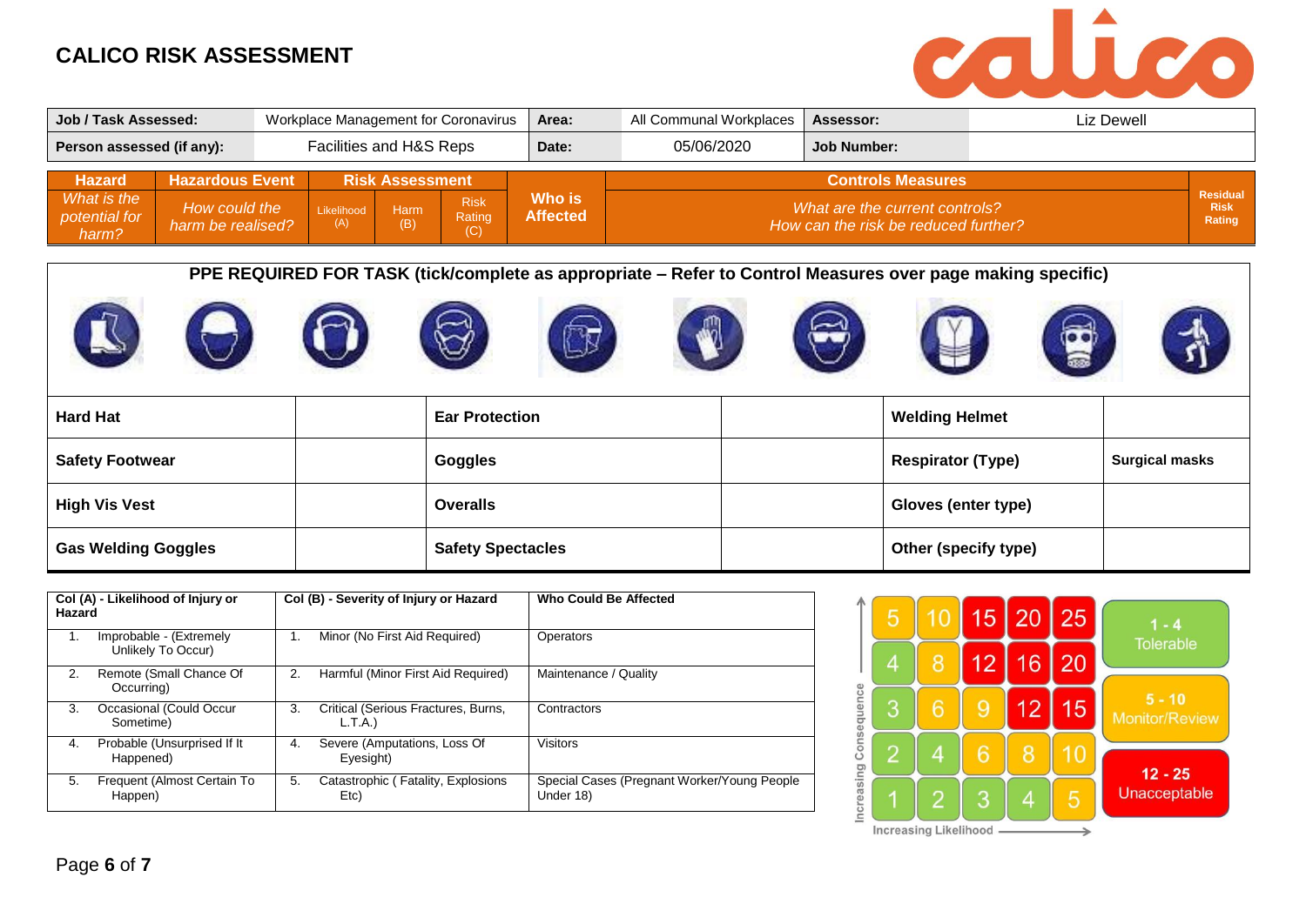# CALICO RISK ASSESSMENT

| Job / Task Assessed: | Workplace Management for Coronavirus | Area: | All Communal Workplaces | Assessor: | Liz Dewell |
|---|---|---|---|---|---|
| Person assessed (if any): | Facilities and H&S Reps | Date: | 05/06/2020 | Job Number: | |

| Hazard | Hazardous Event | Risk Assessment | | | Who is Affected | Controls Measures | Residual Risk Rating |
|---|---|---|---|---|---|---|---|
| *What is the potential for harm?* | *How could the harm be realised?* | Likelihood (A) | Harm (B) | Risk Rating (C) | | *What are the current controls? How can the risk be reduced further?* | |

**PPE REQUIRED FOR TASK (tick/complete as appropriate – Refer to Control Measures over page making specific)**

| | | | | | |
|---|---|---|---|---|---|
| **Hard Hat** | | **Ear Protection** | | **Welding Helmet** | |
| **Safety Footwear** | | **Goggles** | | **Respirator (Type)** | **Surgical masks** |
| **High Vis Vest** | | **Overalls** | | **Gloves (enter type)** | |
| **Gas Welding Goggles** | | **Safety Spectacles** | | **Other (specify type)** | |

| Col (A) - Likelihood of Injury or Hazard | Col (B) - Severity of Injury or Hazard | Who Could Be Affected |
|---|---|---|
| 1. Improbable - (Extremely Unlikely To Occur) | 1. Minor (No First Aid Required) | Operators |
| 2. Remote (Small Chance Of Occurring) | 2. Harmful (Minor First Aid Required) | Maintenance / Quality |
| 3. Occasional (Could Occur Sometime) | 3. Critical (Serious Fractures, Burns, L.T.A.) | Contractors |
| 4. Probable (Unsurprised If It Happened) | 4. Severe (Amputations, Loss Of Eyesight) | Visitors |
| 5. Frequent (Almost Certain To Happen) | 5. Catastrophic ( Fatality, Explosions Etc) | Special Cases (Pregnant Worker/Young People Under 18) |

| Increasing Consequence ↑ / Increasing Likelihood → | | | | |
|---|---|---|---|---|
| 5 | 10 | 15 | 20 | 25 |
| 4 | 8 | 12 | 16 | 20 |
| 3 | 6 | 9 | 12 | 15 |
| 2 | 4 | 6 | 8 | 10 |
| 1 | 2 | 3 | 4 | 5 |

- **1 - 4** Tolerable
- **5 - 10** Monitor/Review
- **12 - 25** Unacceptable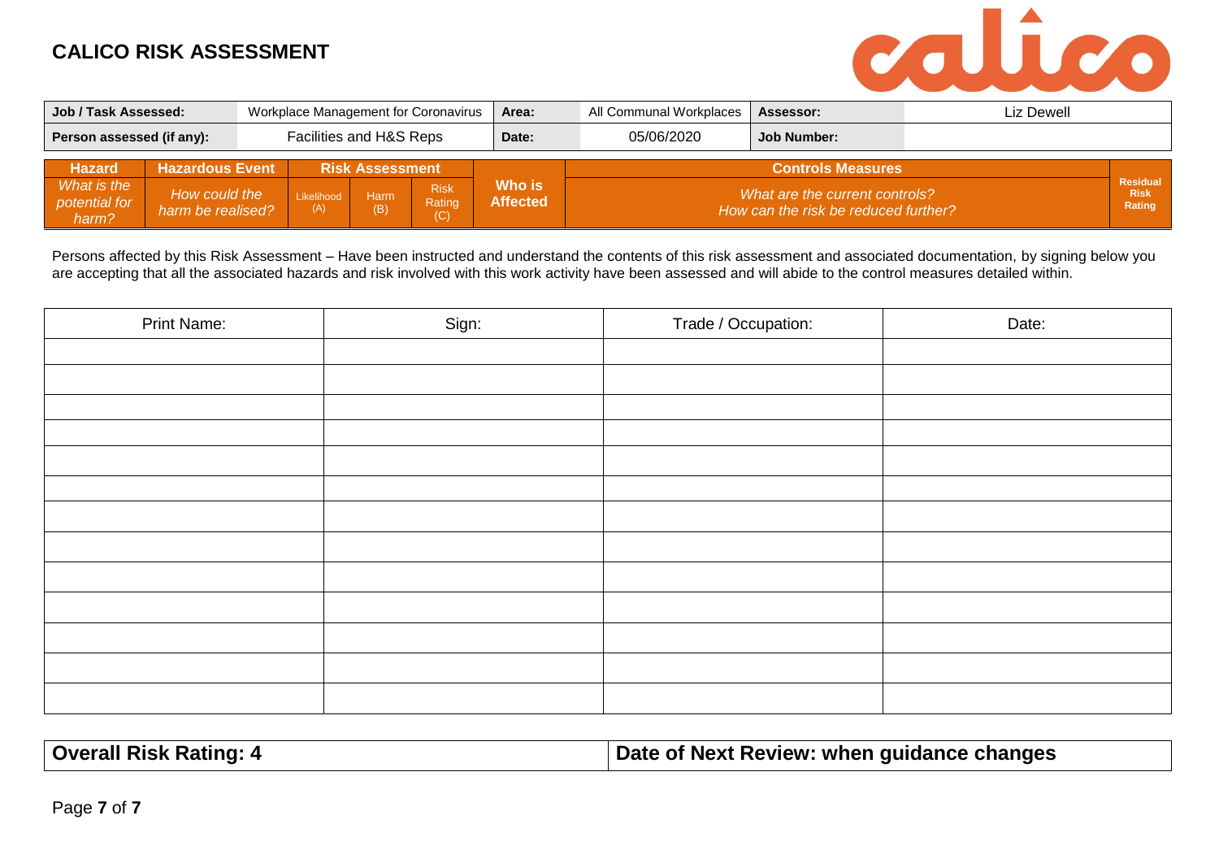## CALICO RISK ASSESSMENT

| | | | | | |
|---|---|---|---|---|---|
| **Job / Task Assessed:** | Workplace Management for Coronavirus | **Area:** | All Communal Workplaces | **Assessor:** | Liz Dewell |
| **Person assessed (if any):** | Facilities and H&S Reps | **Date:** | 05/06/2020 | **Job Number:** | |

| Hazard | Hazardous Event | Risk Assessment | | | Who is Affected | Controls Measures | Residual Risk Rating |
|---|---|---|---|---|---|---|---|
| *What is the potential for harm?* | *How could the harm be realised?* | Likelihood (A) | Harm (B) | Risk Rating (C) | | *What are the current controls? How can the risk be reduced further?* | |

Persons affected by this Risk Assessment – Have been instructed and understand the contents of this risk assessment and associated documentation, by signing below you are accepting that all the associated hazards and risk involved with this work activity have been assessed and will abide to the control measures detailed within.

| Print Name: | Sign: | Trade / Occupation: | Date: |
|---|---|---|---|
| | | | |
| | | | |
| | | | |
| | | | |
| | | | |
| | | | |
| | | | |
| | | | |
| | | | |
| | | | |
| | | | |
| | | | |
| | | | |

| | |
|---|---|
| **Overall Risk Rating: 4** | **Date of Next Review: when guidance changes** |